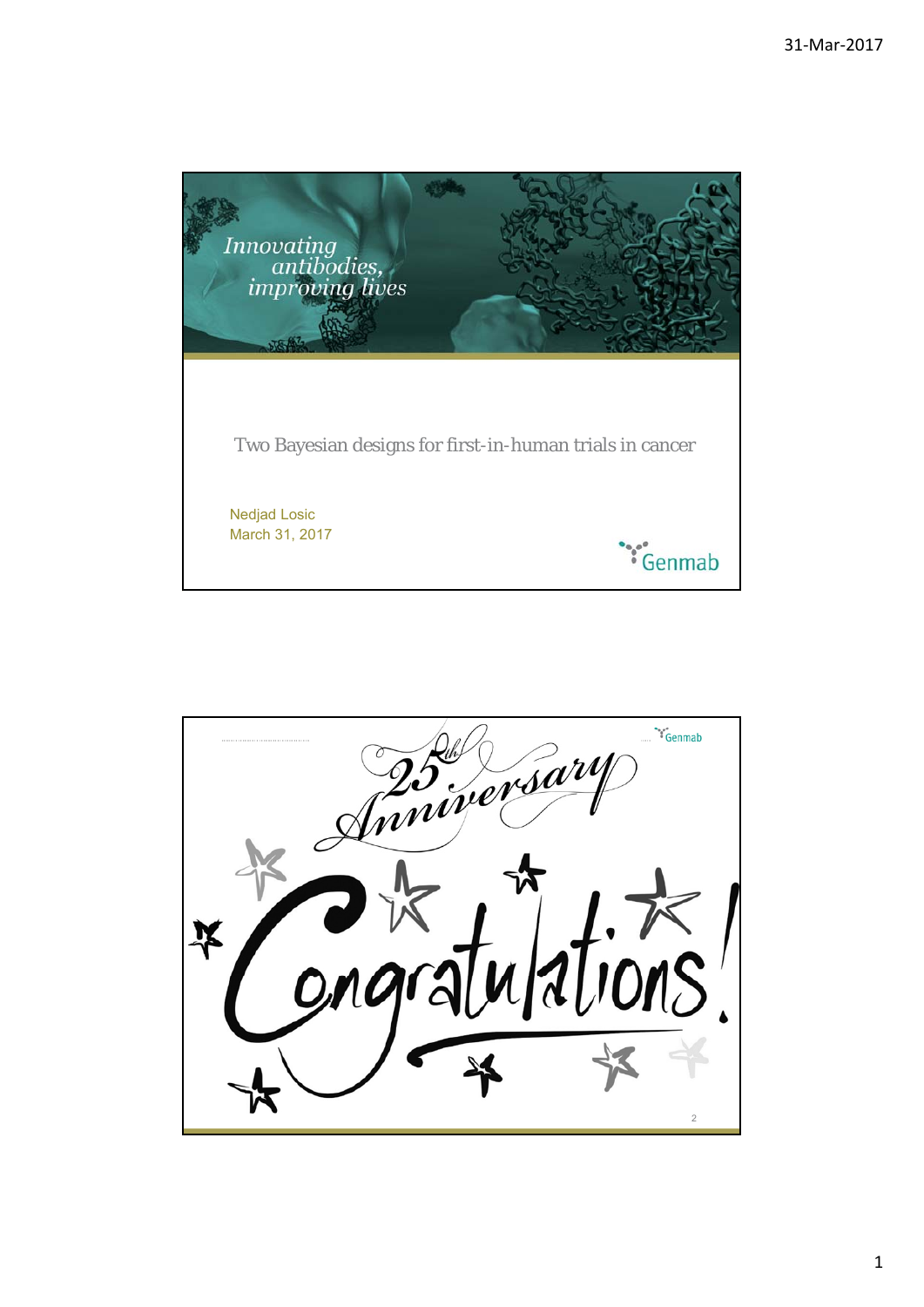*Innovating antibodies, improving lives*

# Two Bayesian designs for first-in-human trials in cancer

Nedjad Losic
March 31, 2017

Genmab

---

Genmab

25th Anniversary

Congratulations!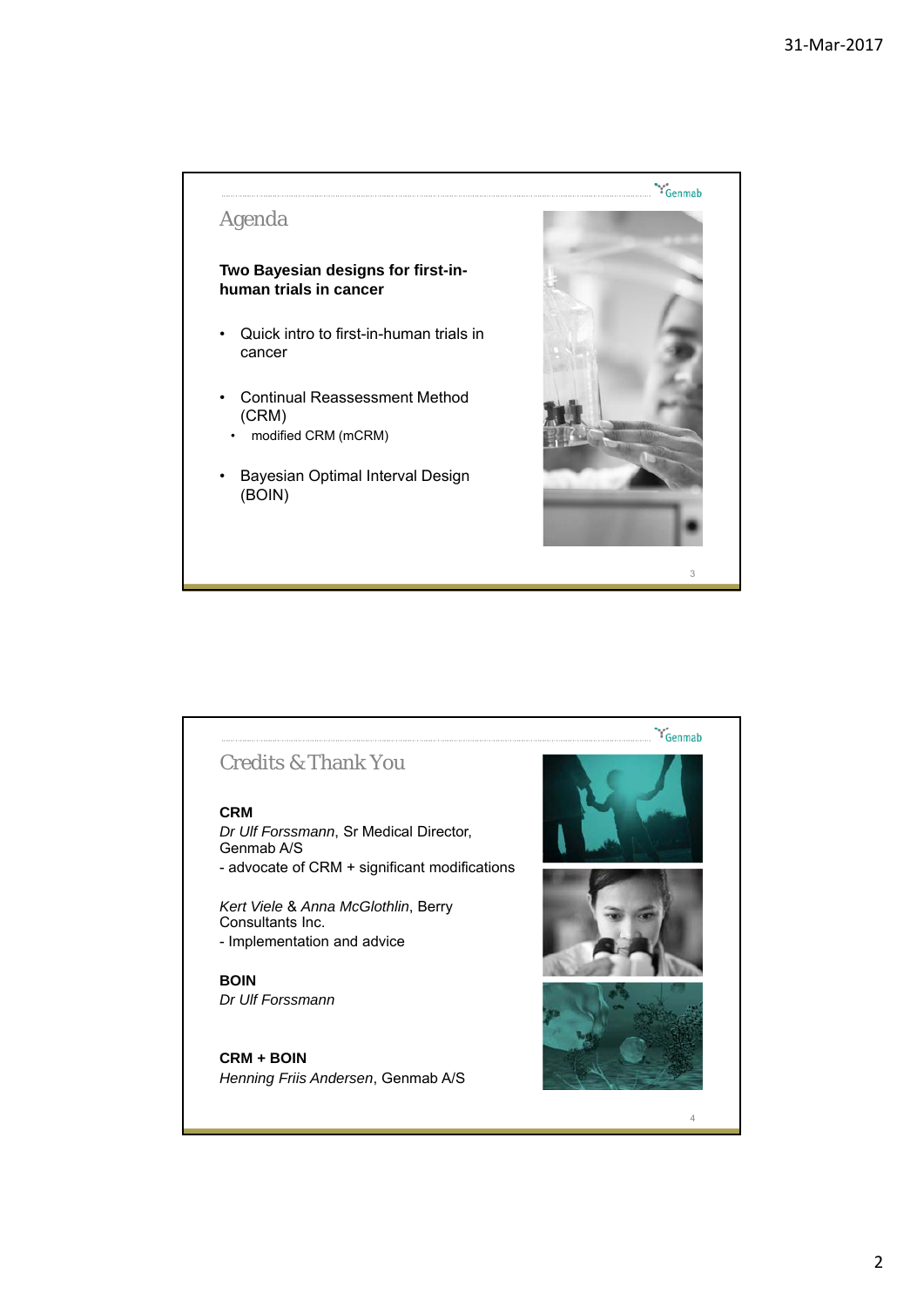## Agenda

**Two Bayesian designs for first-in-human trials in cancer**

- Quick intro to first-in-human trials in cancer
- Continual Reassessment Method (CRM)
  - modified CRM (mCRM)
- Bayesian Optimal Interval Design (BOIN)

## Credits & Thank You

**CRM**
*Dr Ulf Forssmann*, Sr Medical Director, Genmab A/S
- advocate of CRM + significant modifications

*Kert Viele* & *Anna McGlothlin*, Berry Consultants Inc.
- Implementation and advice

**BOIN**
*Dr Ulf Forssmann*

**CRM + BOIN**
*Henning Friis Andersen*, Genmab A/S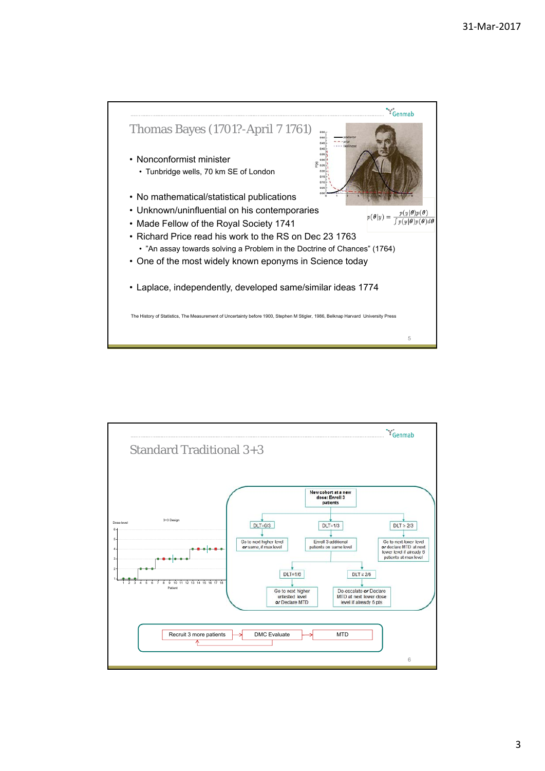## Thomas Bayes (1701?-April 7 1761)

- Nonconformist minister
  - Tunbridge wells, 70 km SE of London
- No mathematical/statistical publications
- Unknown/uninfluential on his contemporaries
- Made Fellow of the Royal Society 1741
- Richard Price read his work to the RS on Dec 23 1763
  - "An assay towards solving a Problem in the Doctrine of Chances" (1764)
- One of the most widely known eponyms in Science today
- Laplace, independently, developed same/similar ideas 1774

$$p(\boldsymbol{\theta}|y) = \frac{p(y|\boldsymbol{\theta})p(\boldsymbol{\theta})}{\int p(y|\boldsymbol{\theta})p(\boldsymbol{\theta})d\boldsymbol{\theta}}$$

The History of Statistics, The Measurement of Uncertainty before 1900, Stephen M Stigler, 1986, Belknap Harvard University Press

## Standard Traditional 3+3

New cohort at a new dose: Enroll 3 patients

- DLT=0/3 → Go to next higher level *or* same, if max level
- DLT=1/3 → Enroll 3 additional patients on same level
  - DLT=1/6 → Go to next higher untested level *or* Declare MTD
  - DLT ≥ 2/6 → De-escalate *or* Declare MTD at next lower dose level if already 6 pts
- DLT ≥ 2/3 → Go to next lower level *or* declare MTD at next lower level if already 6 patients at max level

Recruit 3 more patients → DMC Evaluate → MTD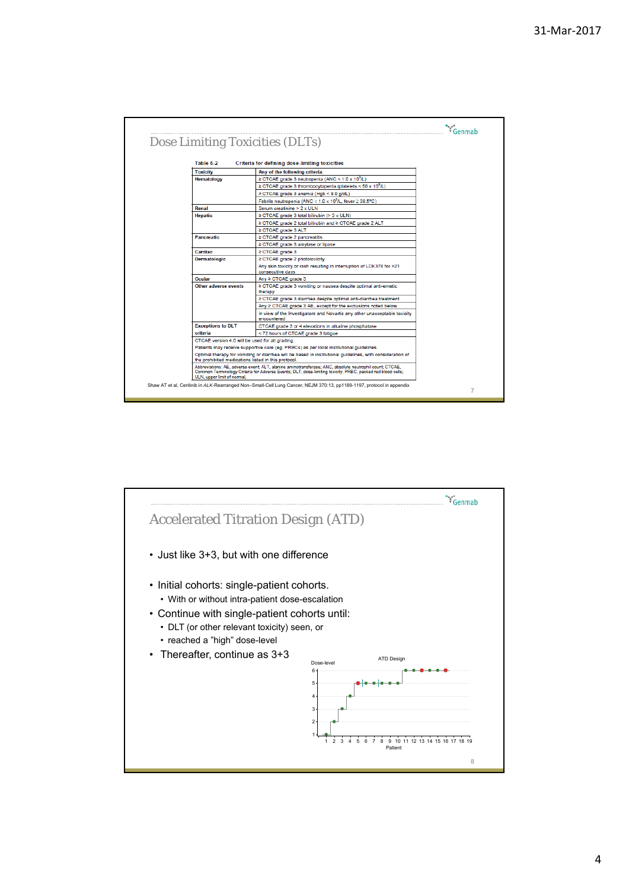## Dose Limiting Toxicities (DLTs)

**Table 6-2 Criteria for defining dose-limiting toxicities**

| Toxicity | Any of the following criteria: |
|---|---|
| Hematology | ≥ CTCAE grade 3 neutropenia (ANC < 1.0 x $10^9$/L) |
| | ≥ CTCAE grade 3 thrombocytopenia (platelets < 50 x $10^9$/L) |
| | ≥ CTCAE grade 3 anemia (Hgb < 8.0 g/dL) |
| | Febrile neutropenia (ANC < 1.0 x $10^9$/L, fever ≥ 38.5°C) |
| Renal | Serum creatinine > 2 x ULN |
| Hepatic | ≥ CTCAE grade 3 total bilirubin (> 3 x ULN) |
| | ≥ CTCAE grade 2 total bilirubin and ≥ CTCAE grade 2 ALT |
| | ≥ CTCAE grade 3 ALT |
| Pancreatic | ≥ CTCAE grade 2 pancreatitis |
| | ≥ CTCAE grade 3 amylase or lipase |
| Cardiac | ≥ CTCAE grade 3 |
| Dermatologic | ≥ CTCAE grade 2 phototoxicity |
| | Any skin toxicity or rash resulting in interruption of LDK378 for >21 consecutive days |
| Ocular | Any ≥ CTCAE grade 3 |
| Other adverse events | ≥ CTCAE grade 3 vomiting or nausea despite optimal anti-emetic therapy |
| | ≥ CTCAE grade 3 diarrhea despite optimal anti-diarrhea treatment |
| | Any ≥ CTCAE grade 3 AE, except for the exclusions noted below |
| | In view of the Investigators and Novartis any other unacceptable toxicity encountered |
| Exceptions to DLT criteria | CTCAE grade 3 or 4 elevations in alkaline phosphatase |
| | ≤ 72 hours of CTCAE grade 3 fatigue |

CTCAE version 4.0 will be used for all grading.
Patients may receive supportive care (eg. PRBCs) as per local institutional guidelines.
Optimal therapy for vomiting or diarrhea will be based in institutional guidelines, with consideration of the prohibited medications listed in this protocol.

Abbreviations: AE, adverse event; ALT, alanine aminotransferase; ANC, absolute neutrophil count; CTCAE, Common Terminology Criteria for Adverse Events; DLT, dose-limiting toxicity; PRBC, packed red blood cells; ULN, upper limit of normal.

Shaw AT et al, Ceritinib in *ALK*-Rearranged Non–Small-Cell Lung Cancer, NEJM 370:13, pp1189-1197, protocol in appendix

## Accelerated Titration Design (ATD)

- Just like 3+3, but with one difference
- Initial cohorts: single-patient cohorts.
  - With or without intra-patient dose-escalation
- Continue with single-patient cohorts until:
  - DLT (or other relevant toxicity) seen, or
  - reached a "high" dose-level
- Thereafter, continue as 3+3

ATD Design (Dose-level vs. Patient)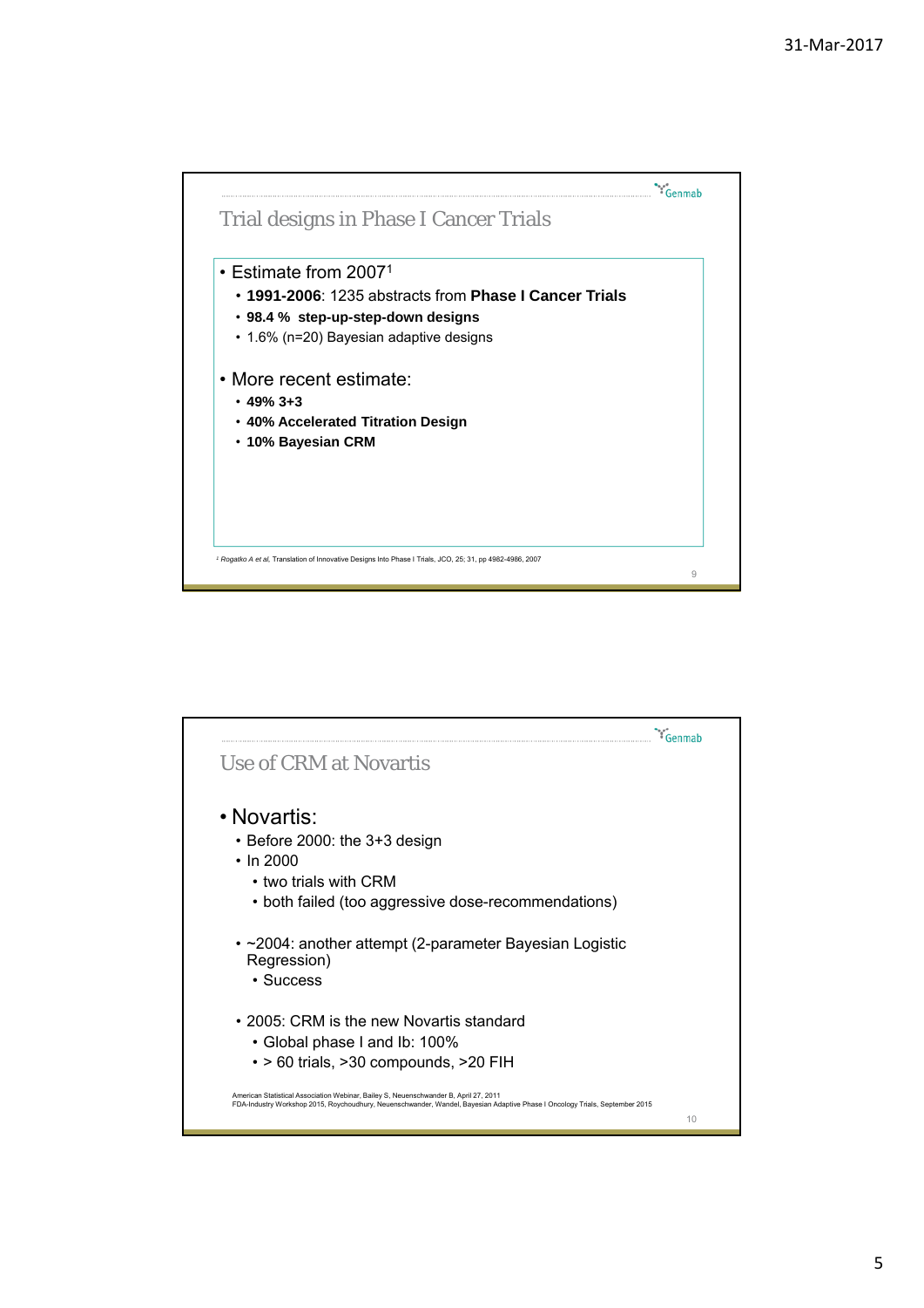## Trial designs in Phase I Cancer Trials

- Estimate from 2007[1]
  - **1991-2006**: 1235 abstracts from **Phase I Cancer Trials**
  - **98.4 % step-up-step-down designs**
  - 1.6% (n=20) Bayesian adaptive designs
- More recent estimate:
  - **49% 3+3**
  - **40% Accelerated Titration Design**
  - **10% Bayesian CRM**

[1] *Rogatko A et al,* Translation of Innovative Designs Into Phase I Trials, JCO, 25; 31, pp 4962-4986, 2007

## Use of CRM at Novartis

- Novartis:
  - Before 2000: the 3+3 design
  - In 2000
    - two trials with CRM
    - both failed (too aggressive dose-recommendations)
  - ~2004: another attempt (2-parameter Bayesian Logistic Regression)
    - Success
  - 2005: CRM is the new Novartis standard
    - Global phase I and Ib: 100%
    - > 60 trials, >30 compounds, >20 FIH

American Statistical Association Webinar, Bailey S, Neuenschwander B, April 27, 2011
FDA-Industry Workshop 2015, Roychoudhury, Neuenschwander, Wandel, Bayesian Adaptive Phase I Oncology Trials, September 2015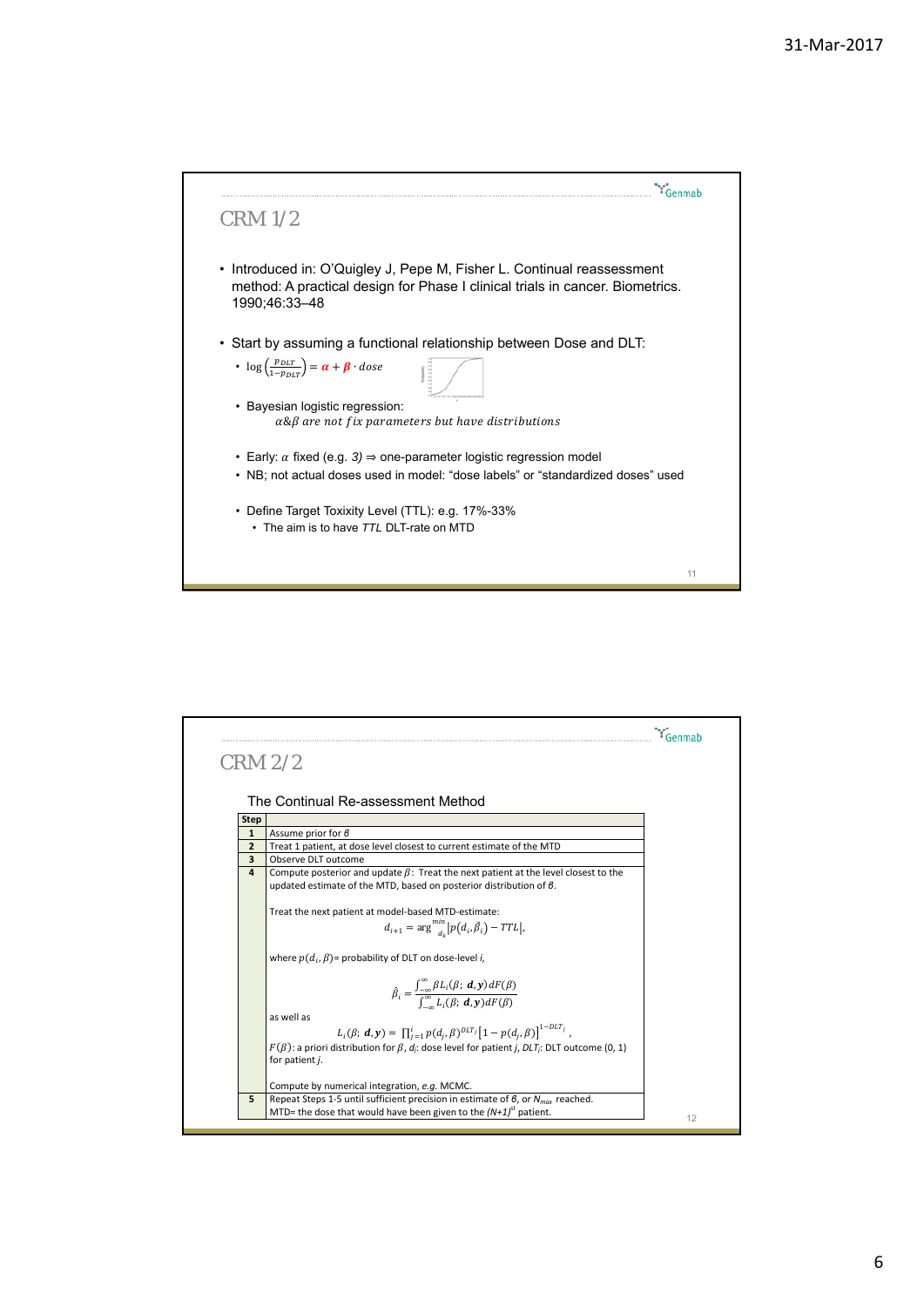## CRM 1/2

- Introduced in: O'Quigley J, Pepe M, Fisher L. Continual reassessment method: A practical design for Phase I clinical trials in cancer. Biometrics. 1990;46:33–48
- Start by assuming a functional relationship between Dose and DLT:
  - $\log\left(\frac{p_{DLT}}{1-p_{DLT}}\right) = \alpha + \beta \cdot dose$
  - Bayesian logistic regression:
    $\alpha \& \beta$ *are not fix parameters but have distributions*
  - Early: $\alpha$ fixed (e.g. *3*) ⇒ one-parameter logistic regression model
  - NB; not actual doses used in model: "dose labels" or "standardized doses" used
  - Define Target Toxixity Level (TTL): e.g. 17%-33%
    - The aim is to have *TTL* DLT-rate on MTD

## CRM 2/2

The Continual Re-assessment Method

| Step | |
|---|---|
| 1 | Assume prior for $\beta$ |
| 2 | Treat 1 patient, at dose level closest to current estimate of the MTD |
| 3 | Observe DLT outcome |
| 4 | Compute posterior and update $\beta$: Treat the next patient at the level closest to the updated estimate of the MTD, based on posterior distribution of $\beta$. <br><br> Treat the next patient at model-based MTD-estimate: $d_{i+1} = \arg\min_{d_k} \lvert p(d_i, \hat{\beta}_i) - TTL \rvert$, <br><br> where $p(d_i, \beta)$= probability of DLT on dose-level *i*, <br><br> $\hat{\beta}_i = \frac{\int_{-\infty}^{\infty} \beta L_i(\beta;\, \boldsymbol{d}, \boldsymbol{y})\, dF(\beta)}{\int_{-\infty}^{\infty} L_i(\beta;\, \boldsymbol{d}, \boldsymbol{y})\, dF(\beta)}$ <br><br> as well as <br><br> $L_i(\beta;\, \boldsymbol{d}, \boldsymbol{y}) = \prod_{j=1}^{i} p(d_j, \beta)^{DLT_j} \left[1 - p(d_j, \beta)\right]^{1-DLT_j}$, <br> $F(\beta)$: a priori distribution for $\beta$, $d_j$: dose level for patient *j*, $DLT_j$: DLT outcome (0, 1) for patient *j*. <br><br> Compute by numerical integration, *e.g.* MCMC. |
| 5 | Repeat Steps 1-5 until sufficient precision in estimate of $\beta$, or $N_{max}$ reached. <br> MTD= the dose that would have been given to the *(N+1)*$^{st}$ patient. |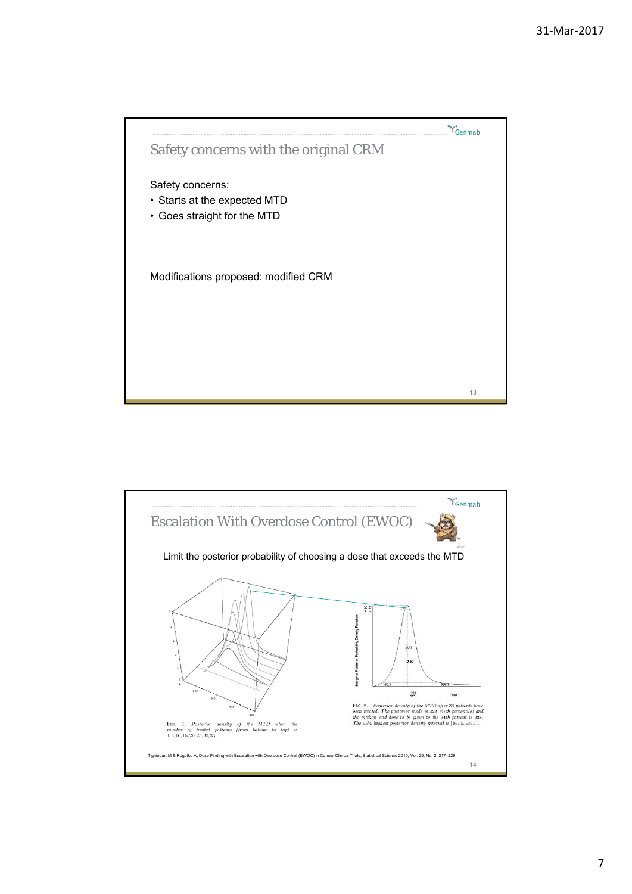## Safety concerns with the original CRM

Safety concerns:

- Starts at the expected MTD
- Goes straight for the MTD

Modifications proposed: modified CRM

## Escalation With Overdose Control (EWOC)

Limit the posterior probability of choosing a dose that exceeds the MTD

FIG. 1. Posterior density of the MTD when the number of treated patients (from bottom to top) is 1, 5, 10, 15, 20, 25, 30, 33.

FIG. 2. Posterior density of the MTD after 33 patients have been treated. The posterior mode is 323 (47th percentile) and the median and dose to be given to the 34th patient is 329. The 95% highest posterior density interval is [160.5, 536.1].

Tighiouart M & Rogatko A, Dose Finding with Escalation with Overdose Control (EWOC) in Cancer Clinical Trials, Statistical Science 2010, Vol. 25, No. 2, 217–226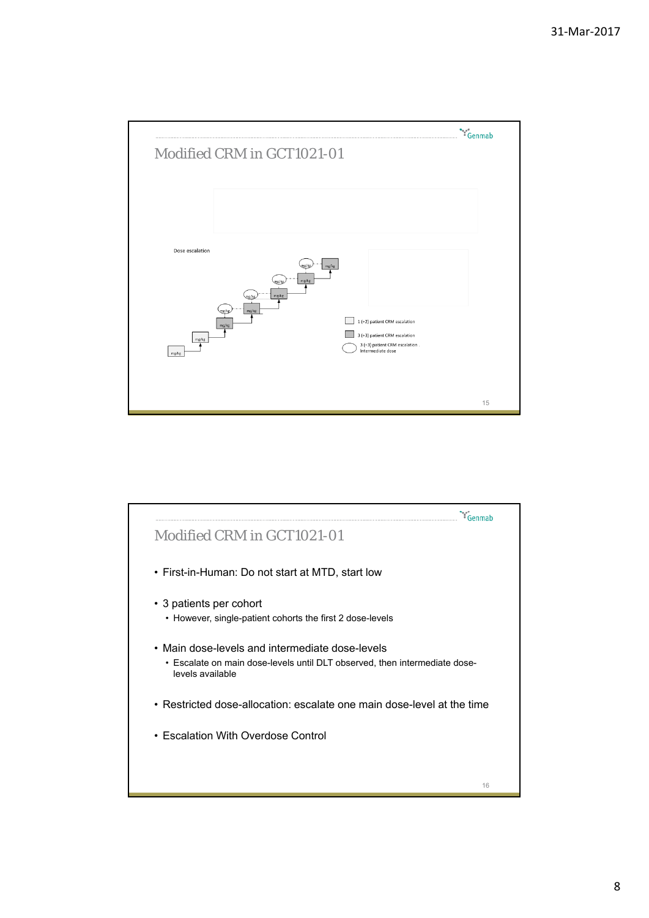## Modified CRM in GCT1021-01

Dose escalation

mg/kg

mg/kg

mg/kg

mg/kg

mg/kg

mg/kg

mg/kg

mg/kg

mg/kg

mg/kg

mg/kg

mg/kg

1 (+2) patient CRM escalation

3 (+3) patient CRM escalation

3 (+3) patient CRM escalation Intermediate dose

## Modified CRM in GCT1021-01

- First-in-Human: Do not start at MTD, start low
- 3 patients per cohort
  - However, single-patient cohorts the first 2 dose-levels
- Main dose-levels and intermediate dose-levels
  - Escalate on main dose-levels until DLT observed, then intermediate dose-levels available
- Restricted dose-allocation: escalate one main dose-level at the time
- Escalation With Overdose Control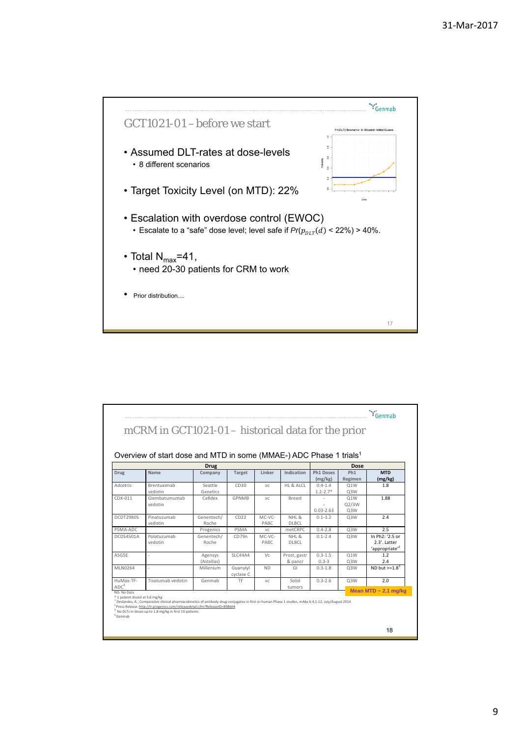## GCT1021-01 – before we start

- Assumed DLT-rates at dose-levels
  - 8 different scenarios
- Target Toxicity Level (on MTD): 22%
- Escalation with overdose control (EWOC)
  - Escalate to a "safe" dose level; level safe if $Pr(p_{DLT}(d) < 22\%) > 40\%$.
- Total $N_{max}$=41,
  - need 20-30 patients for CRM to work
- Prior distribution....

## mCRM in GCT1021-01 – historical data for the prior

Overview of start dose and MTD in some (MMAE-) ADC Phase 1 trials[1]

| Drug | | | | | | Dose | | |
|---|---|---|---|---|---|---|---|---|
| Drug | Name | Company | Target | Linker | Indication | Ph1 Doses (mg/kg) | Ph1 Regimen | MTD (mg/kg) |
| Adcetris | Brentuximab vedotin | Seattle Genetics | CD30 | vc | HL & ALCL | 0.4-1.4<br>1.2-2.7* | Q1W<br>Q3W | 1.8 |
| CDX-011 | Glembatumumab vedotin | Celldex | GPNMB | vc | Breast | -<br>-<br>0.03-2.63 | Q1W<br>Q2/3W<br>Q3W | 1.88 |
| DCDT2980S | Pinatuzumab vedotin | Genentech/ Roche | CD22 | MC-VC-PABC | NHL & DLBCL | 0.1-3.2 | Q3W | 2.4 |
| PSMA-ADC | | Progenics | PSMA | vc | metCRPC | 0.4-2.8 | Q3W | 2.5 |
| DCDS4501A | Polatuzumab vedotin | Genentech/ Roche | CD79n | MC-VC-PABC | NHL & DLBCL | 0.1-2.4 | Q3W | In Ph2: '2.5 or 2.3'. Latter 'appropriate'[2] |
| ASG5E | - | Agensys (Astellas) | SLC44A4 | Vc | Prost, gastr & pancr | 0.3-1.5<br>0.3-3 | Q1W<br>Q3W | 1.2<br>2.4 |
| MLN0264 | - | Millenium | Guanylyl cyclase C | ND | GI | 0.3-1.8 | Q3W | ND but >=1.8[3] |
| HuMax-TF-ADC[4] | Tisotumab vedotin | Genmab | TF | vc | Solid tumors | 0.3-2.6 | Q3W | 2.0 |
| | | | | | | | | Mean MTD ~ 2.1 mg/kg |

ND- No Data
* 1 patient dosed at 3.6 mg/kg
[1] Deslandes, A., Comparative clinical pharmacokinetics of antibody-drug-conjugates in first-in-human Phase 1 studies, mAbs 6:4,1-12; July/August 2014
[2] Press Release http://ir.progenics.com/releasedetail.cfm?ReleaseID=898664
[3] No DLTs in doses up to 1.8 mg/kg in first 10 patients
[4] Genmab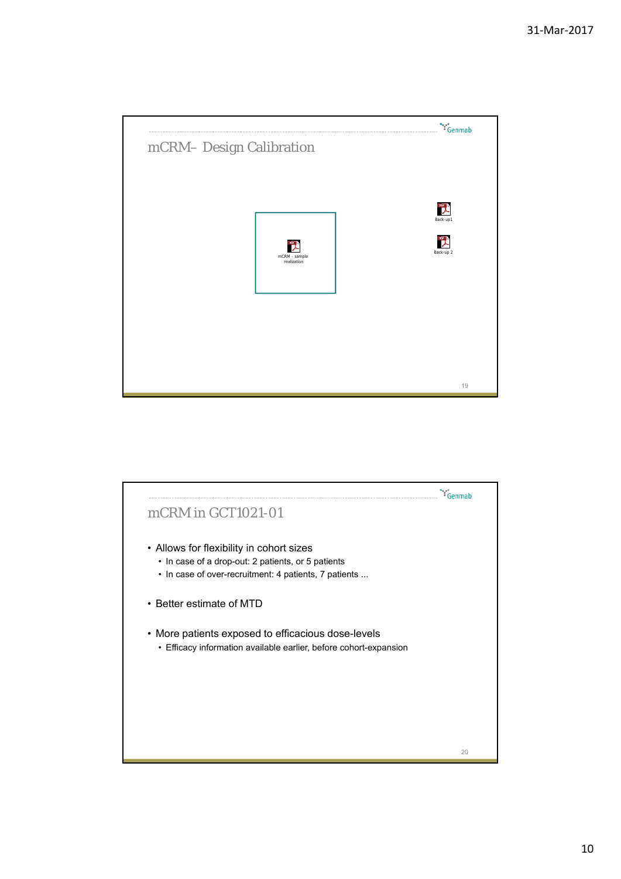## mCRM– Design Calibration

mCRM - sample realization

Back-up1

Back-up 2

## mCRM in GCT1021-01

- Allows for flexibility in cohort sizes
  - In case of a drop-out: 2 patients, or 5 patients
  - In case of over-recruitment: 4 patients, 7 patients ...
- Better estimate of MTD
- More patients exposed to efficacious dose-levels
  - Efficacy information available earlier, before cohort-expansion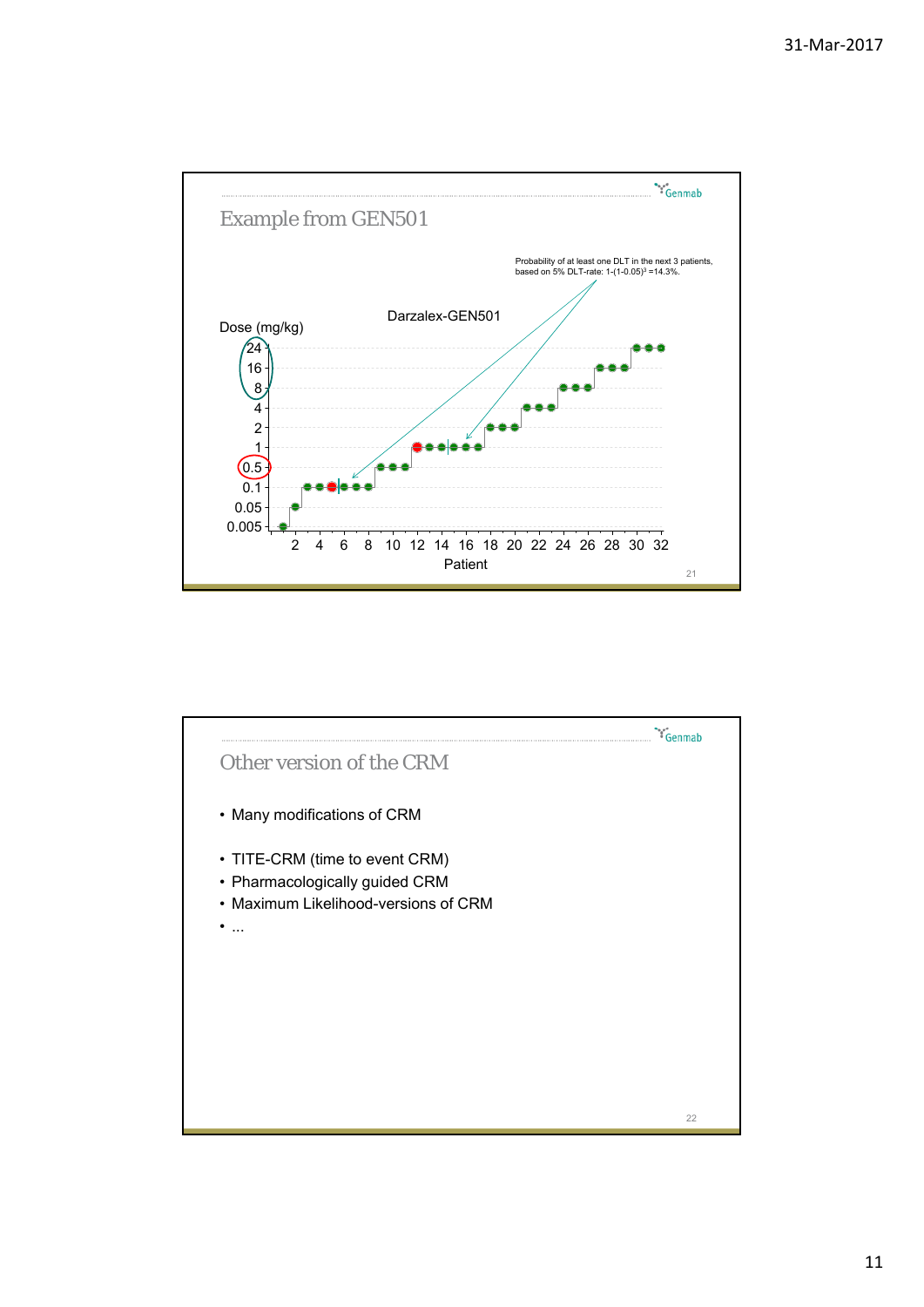## Example from GEN501

Probability of at least one DLT in the next 3 patients, based on 5% DLT-rate: $1-(1-0.05)^3$ =14.3%.

Darzalex-GEN501

Dose (mg/kg): 24, 16, 8, 4, 2, 1, 0.5, 0.1, 0.05, 0.005

Patient: 2, 4, 6, 8, 10, 12, 14, 16, 18, 20, 22, 24, 26, 28, 30, 32

## Other version of the CRM

- Many modifications of CRM

- TITE-CRM (time to event CRM)
- Pharmacologically guided CRM
- Maximum Likelihood-versions of CRM
- ...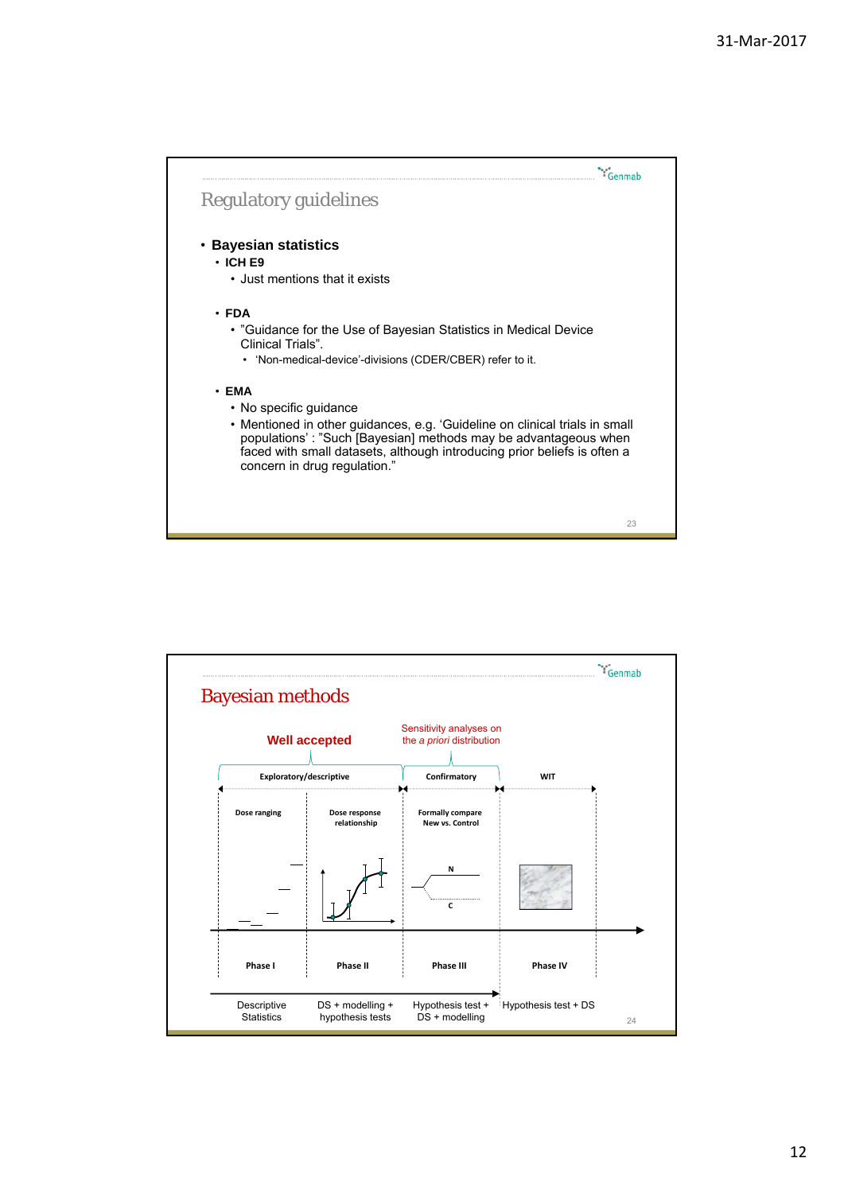## Regulatory guidelines

- **Bayesian statistics**
  - **ICH E9**
    - Just mentions that it exists
  - **FDA**
    - ”Guidance for the Use of Bayesian Statistics in Medical Device Clinical Trials”.
      - ‘Non-medical-device’-divisions (CDER/CBER) refer to it.
  - **EMA**
    - No specific guidance
    - Mentioned in other guidances, e.g. ‘Guideline on clinical trials in small populations’ : ”Such [Bayesian] methods may be advantageous when faced with small datasets, although introducing prior beliefs is often a concern in drug regulation.”

## Bayesian methods

**Well accepted**

Sensitivity analyses on the *a priori* distribution

| Exploratory/descriptive | | Confirmatory | WIT |
|---|---|---|---|
| Dose ranging | Dose response relationship | Formally compare New vs. Control | |
| Phase I | Phase II | Phase III | Phase IV |
| Descriptive Statistics | DS + modelling + hypothesis tests | Hypothesis test + DS + modelling | Hypothesis test + DS |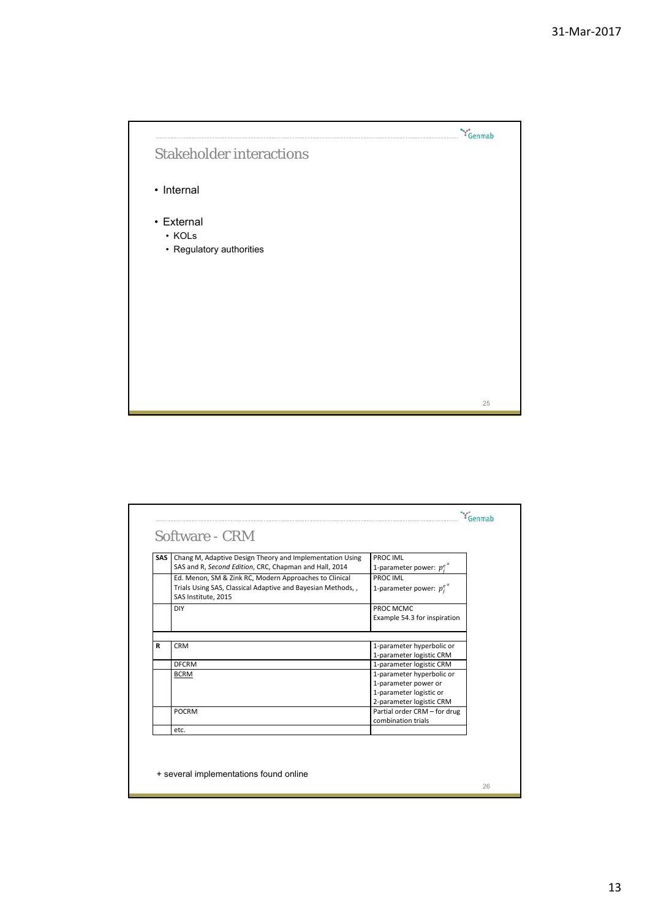## Stakeholder interactions

- Internal
- External
  - KOLs
  - Regulatory authorities

## Software - CRM

| | | |
|---|---|---|
| **SAS** | Chang M, Adaptive Design Theory and Implementation Using SAS and R, *Second Edition*, CRC, Chapman and Hall, 2014 | PROC IML<br>1-parameter power: $p_j^{e^a}$ |
| | Ed. Menon, SM & Zink RC, Modern Approaches to Clinical Trials Using SAS, Classical Adaptive and Bayesian Methods, , SAS Institute, 2015 | PROC IML<br>1-parameter power: $p_j^{e^a}$ |
| | DIY | PROC MCMC<br>Example 54.3 for inspiration |
| | | |
| **R** | CRM | 1-parameter hyperbolic or 1-parameter logistic CRM |
| | DFCRM | 1-parameter logistic CRM |
| | BCRM | 1-parameter hyperbolic or 1-parameter power or 1-parameter logistic or 2-parameter logistic CRM |
| | POCRM | Partial order CRM – for drug combination trials |
| | etc. | |

+ several implementations found online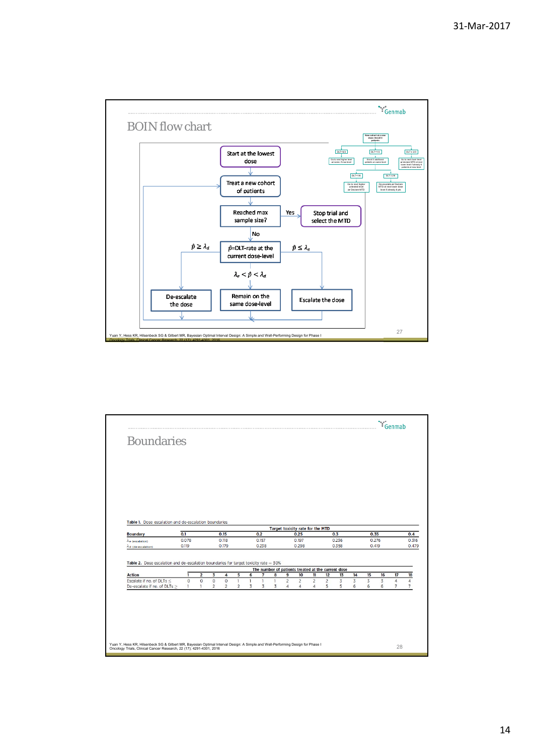# BOIN flow chart

```
Start at the lowest dose
        ↓
Treat a new cohort of patients  ←──────────────────────────┐
        ↓                                                   │
Reached max sample size? ── Yes ──→ Stop trial and select the MTD
        ↓ No                                                │
p̂ = DLT-rate at the current dose-level                      │
   p̂ ≥ λd            λe < p̂ < λd            p̂ ≤ λe          │
     ↓                    ↓                    ↓            │
De-escalate the dose  Remain on the same dose-level  Escalate the dose
     └────────────────────┴────────────────────┴────────────┘
```

New cohort at a new dose: Enroll 3 patients

- DLT = 0/3 → Go to next higher level or stop, if max level
- DLT = 1/3 → Enroll 3 additional patients at same level
  - DLT = 1/6 → Go to next higher untested level or Declare MTD
  - DLT ≥ 2/6 → De-escalate or Declare MTD at next lower dose level if already 6 pts
- DLT ≥ 2/3 → Go to next lower level or declare MTD at next lower level if already 6 patients at max level

Yuan Y, Hess KR, Hilsenbeck SG & Gilbert MR, Bayesian Optimal Interval Design: A Simple and Well-Performing Design for Phase I Oncology Trials, Clinical Cancer Research, 22 (17); 4291-4301, 2016

# Boundaries

**Table 1.** Dose escalation and de-escalation boundaries

| | Target toxicity rate for the MTD | | | | | | |
|---|---|---|---|---|---|---|---|
| **Boundary** | **0.1** | **0.15** | **0.2** | **0.25** | **0.3** | **0.35** | **0.4** |
| $\lambda_e$ (escalation) | 0.078 | 0.118 | 0.157 | 0.197 | 0.236 | 0.276 | 0.316 |
| $\lambda_d$ (de-escalation) | 0.119 | 0.179 | 0.238 | 0.298 | 0.358 | 0.419 | 0.479 |

**Table 2.** Dose escalation and de-escalation boundaries for target toxicity rate = 30%

| | The number of patients treated at the current dose | | | | | | | | | | | | | | | | | |
|---|---|---|---|---|---|---|---|---|---|---|---|---|---|---|---|---|---|---|
| **Action** | **1** | **2** | **3** | **4** | **5** | **6** | **7** | **8** | **9** | **10** | **11** | **12** | **13** | **14** | **15** | **16** | **17** | **18** |
| Escalate if no. of DLTs ≤ | 0 | 0 | 0 | 0 | 1 | 1 | 1 | 1 | 2 | 2 | 2 | 2 | 3 | 3 | 3 | 3 | 4 | 4 |
| De-escalate if no. of DLTs ≥ | 1 | 1 | 2 | 2 | 2 | 3 | 3 | 3 | 4 | 4 | 4 | 5 | 5 | 6 | 6 | 6 | 7 | 7 |

Yuan Y, Hess KR, Hilsenbeck SG & Gilbert MR, Bayesian Optimal Interval Design: A Simple and Well-Performing Design for Phase I Oncology Trials, Clinical Cancer Research, 22 (17); 4291-4301, 2016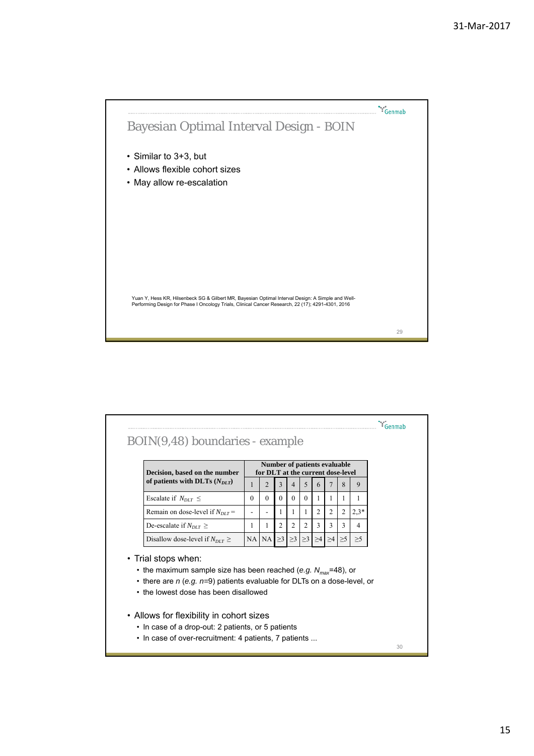## Bayesian Optimal Interval Design - BOIN

- Similar to 3+3, but
- Allows flexible cohort sizes
- May allow re-escalation

Yuan Y, Hess KR, Hilsenbeck SG & Gilbert MR, Bayesian Optimal Interval Design: A Simple and Well-Performing Design for Phase I Oncology Trials, Clinical Cancer Research, 22 (17); 4291-4301, 2016

## BOIN(9,48) boundaries - example

| Decision, based on the number of patients with DLTs ($N_{DLT}$) | Number of patients evaluable for DLT at the current dose-level | | | | | | | | |
|---|---|---|---|---|---|---|---|---|---|
| | 1 | 2 | 3 | 4 | 5 | 6 | 7 | 8 | 9 |
| Escalate if $N_{DLT} \leq$ | 0 | 0 | 0 | 0 | 0 | 1 | 1 | 1 | 1 |
| Remain on dose-level if $N_{DLT} =$ | - | - | 1 | 1 | 1 | 2 | 2 | 2 | 2,3* |
| De-escalate if $N_{DLT} \geq$ | 1 | 1 | 2 | 2 | 2 | 3 | 3 | 3 | 4 |
| Disallow dose-level if $N_{DLT} \geq$ | NA | NA | ≥3 | ≥3 | ≥3 | ≥4 | ≥4 | ≥5 | ≥5 |

- Trial stops when:
  - the maximum sample size has been reached (*e.g.* $N_{max}$=48), or
  - there are *n* (*e.g.* *n*=9) patients evaluable for DLTs on a dose-level, or
  - the lowest dose has been disallowed

- Allows for flexibility in cohort sizes
  - In case of a drop-out: 2 patients, or 5 patients
  - In case of over-recruitment: 4 patients, 7 patients ...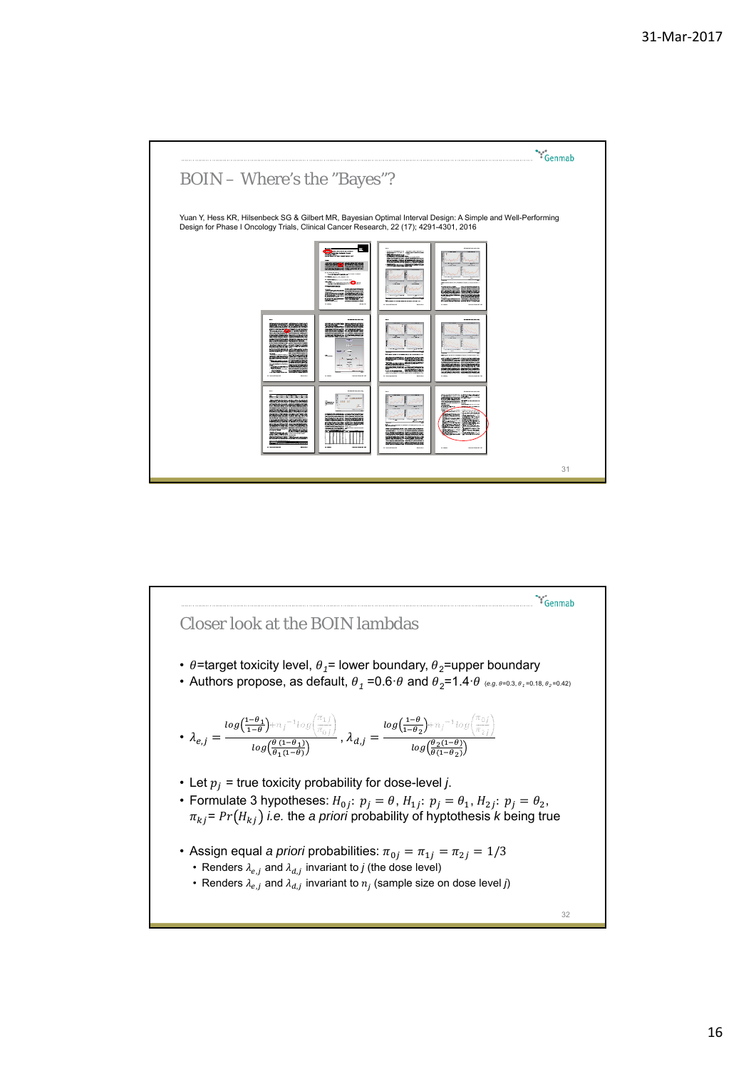## BOIN – Where's the "Bayes"?

Yuan Y, Hess KR, Hilsenbeck SG & Gilbert MR, Bayesian Optimal Interval Design: A Simple and Well-Performing Design for Phase I Oncology Trials, Clinical Cancer Research, 22 (17); 4291-4301, 2016

## Closer look at the BOIN lambdas

- $\theta$=target toxicity level, $\theta_1$= lower boundary, $\theta_2$=upper boundary
- Authors propose, as default, $\theta_1$ =0.6·$\theta$ and $\theta_2$=1.4·$\theta$ (e.g. $\theta$=0.3, $\theta_1$=0.18, $\theta_2$=0.42)
- $\lambda_{e,j} = \dfrac{\log\left(\frac{1-\theta_1}{1-\theta}\right) + n_j^{-1}\log\left(\frac{\pi_{1j}}{\pi_{0j}}\right)}{\log\left(\frac{\theta(1-\theta_1)}{\theta_1(1-\theta)}\right)}$, $\lambda_{d,j} = \dfrac{\log\left(\frac{1-\theta}{1-\theta_2}\right) + n_j^{-1}\log\left(\frac{\pi_{0j}}{\pi_{2j}}\right)}{\log\left(\frac{\theta_2(1-\theta)}{\theta(1-\theta_2)}\right)}$
- Let $p_j$ = true toxicity probability for dose-level *j*.
- Formulate 3 hypotheses: $H_{0j}$: $p_j = \theta$, $H_{1j}$: $p_j = \theta_1$, $H_{2j}$: $p_j = \theta_2$, $\pi_{kj} = Pr(H_{kj})$ *i.e.* the *a priori* probability of hyptothesis *k* being true
- Assign equal *a priori* probabilities: $\pi_{0j} = \pi_{1j} = \pi_{2j} = 1/3$
  - Renders $\lambda_{e,j}$ and $\lambda_{d,j}$ invariant to *j* (the dose level)
  - Renders $\lambda_{e,j}$ and $\lambda_{d,j}$ invariant to $n_j$ (sample size on dose level *j*)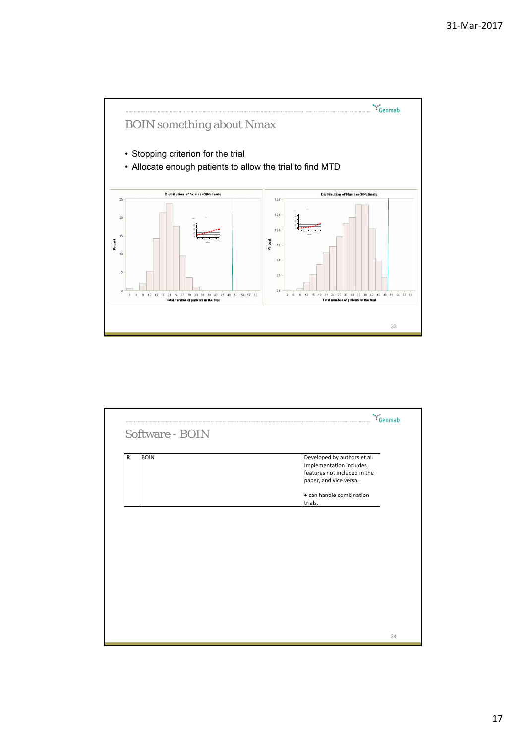## BOIN something about Nmax

- Stopping criterion for the trial
- Allocate enough patients to allow the trial to find MTD

## Software - BOIN

| R | BOIN | Developed by authors et al. Implementation includes features not included in the paper, and vice versa.<br><br>+ can handle combination trials. |
|---|---|---|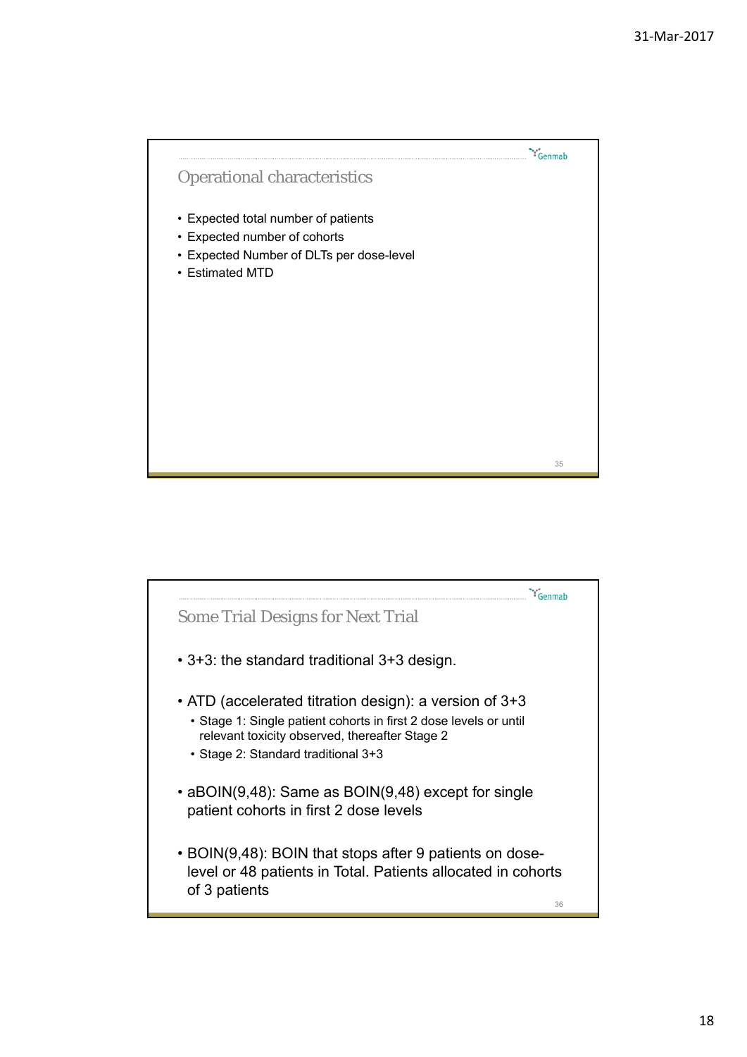## Operational characteristics

- Expected total number of patients
- Expected number of cohorts
- Expected Number of DLTs per dose-level
- Estimated MTD

## Some Trial Designs for Next Trial

- 3+3: the standard traditional 3+3 design.
- ATD (accelerated titration design): a version of 3+3
  - Stage 1: Single patient cohorts in first 2 dose levels or until relevant toxicity observed, thereafter Stage 2
  - Stage 2: Standard traditional 3+3
- aBOIN(9,48): Same as BOIN(9,48) except for single patient cohorts in first 2 dose levels
- BOIN(9,48): BOIN that stops after 9 patients on dose-level or 48 patients in Total. Patients allocated in cohorts of 3 patients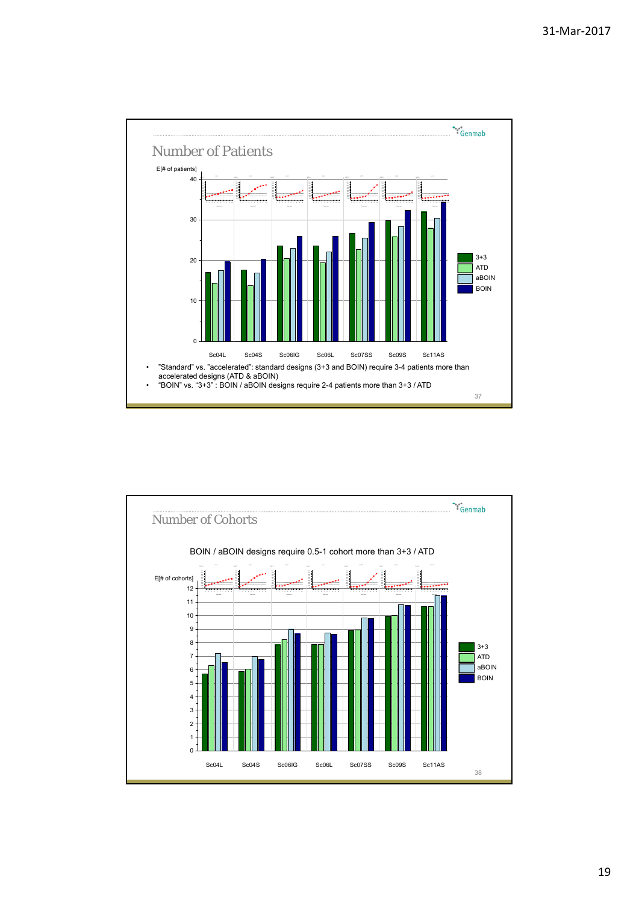## Number of Patients

E[# of patients]

Sc04L Sc04S Sc06IG Sc06L Sc07SS Sc09S Sc11AS

3+3, ATD, aBOIN, BOIN

- "Standard" vs. "accelerated": standard designs (3+3 and BOIN) require 3-4 patients more than accelerated designs (ATD & aBOIN)
- "BOIN" vs. "3+3" : BOIN / aBOIN designs require 2-4 patients more than 3+3 / ATD

## Number of Cohorts

BOIN / aBOIN designs require 0.5-1 cohort more than 3+3 / ATD

E[# of cohorts]

Sc04L Sc04S Sc06IG Sc06L Sc07SS Sc09S Sc11AS

3+3, ATD, aBOIN, BOIN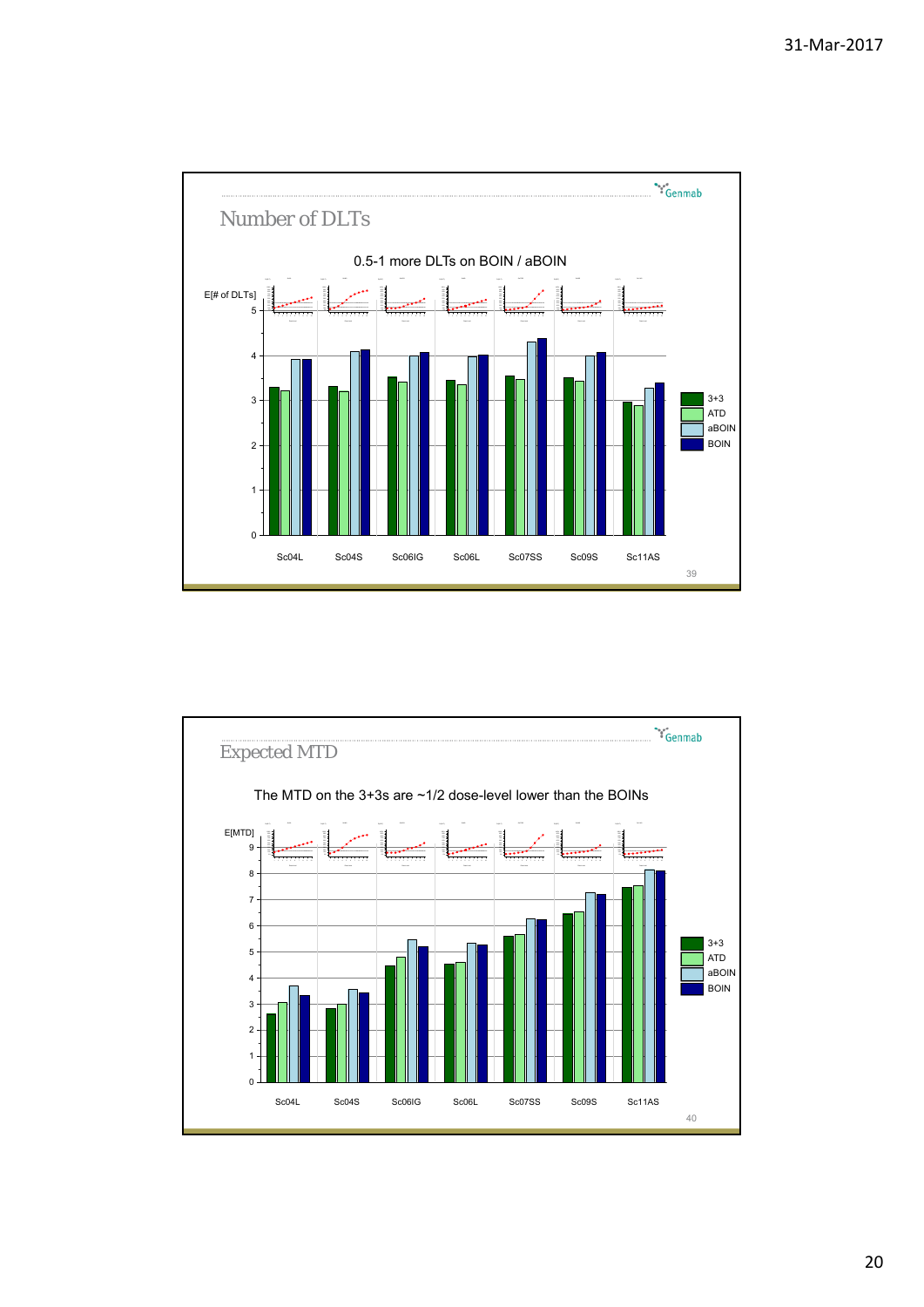## Number of DLTs

0.5-1 more DLTs on BOIN / aBOIN

E[# of DLTs]

Legend: 3+3, ATD, aBOIN, BOIN

Scenarios: Sc04L, Sc04S, Sc06IG, Sc06L, Sc07SS, Sc09S, Sc11AS

39

## Expected MTD

The MTD on the 3+3s are ~1/2 dose-level lower than the BOINs

E[MTD]

Legend: 3+3, ATD, aBOIN, BOIN

Scenarios: Sc04L, Sc04S, Sc06IG, Sc06L, Sc07SS, Sc09S, Sc11AS

40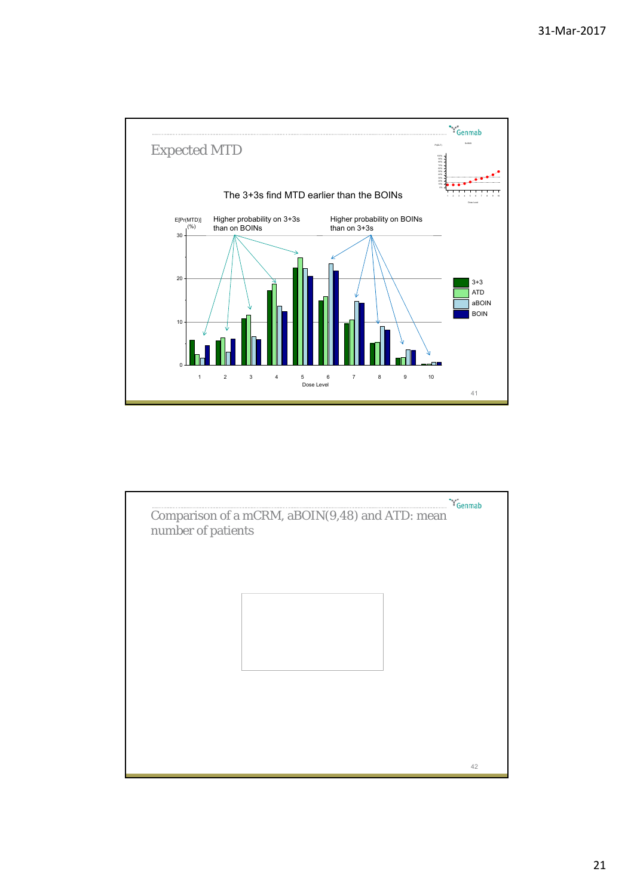## Expected MTD

The 3+3s find MTD earlier than the BOINs

E[Pr(MTD)] (%)

Higher probability on 3+3s than on BOINs

Higher probability on BOINs than on 3+3s

Legend: 3+3, ATD, aBOIN, BOIN

Dose Level: 1, 2, 3, 4, 5, 6, 7, 8, 9, 10

## Comparison of a mCRM, aBOIN(9,48) and ATD: mean number of patients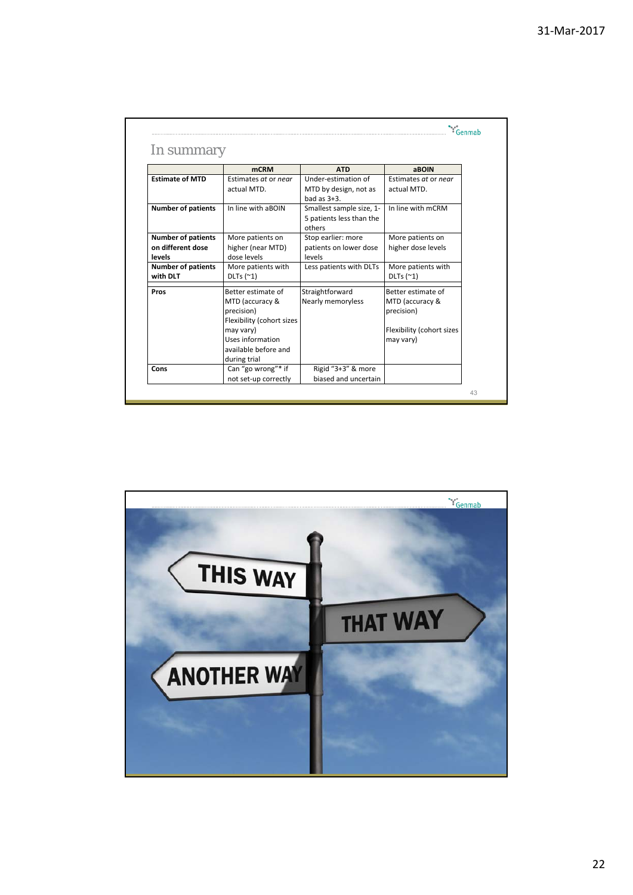## In summary

| | mCRM | ATD | aBOIN |
|---|---|---|---|
| **Estimate of MTD** | Estimates *at* or *near* actual MTD. | Under-estimation of MTD by design, not as bad as 3+3. | Estimates *at* or *near* actual MTD. |
| **Number of patients** | In line with aBOIN | Smallest sample size, 1-5 patients less than the others | In line with mCRM |
| **Number of patients on different dose levels** | More patients on higher (near MTD) dose levels | Stop earlier: more patients on lower dose levels | More patients on higher dose levels |
| **Number of patients with DLT** | More patients with DLTs (~1) | Less patients with DLTs | More patients with DLTs (~1) |
| **Pros** | Better estimate of MTD (accuracy & precision)<br>Flexibility (cohort sizes may vary)<br>Uses information available before and during trial | Straightforward<br>Nearly memoryless | Better estimate of MTD (accuracy & precision)<br><br>Flexibility (cohort sizes may vary) |
| **Cons** | Can "go wrong"* if not set-up correctly | Rigid "3+3" & more biased and uncertain | |

THIS WAY

THAT WAY

ANOTHER WAY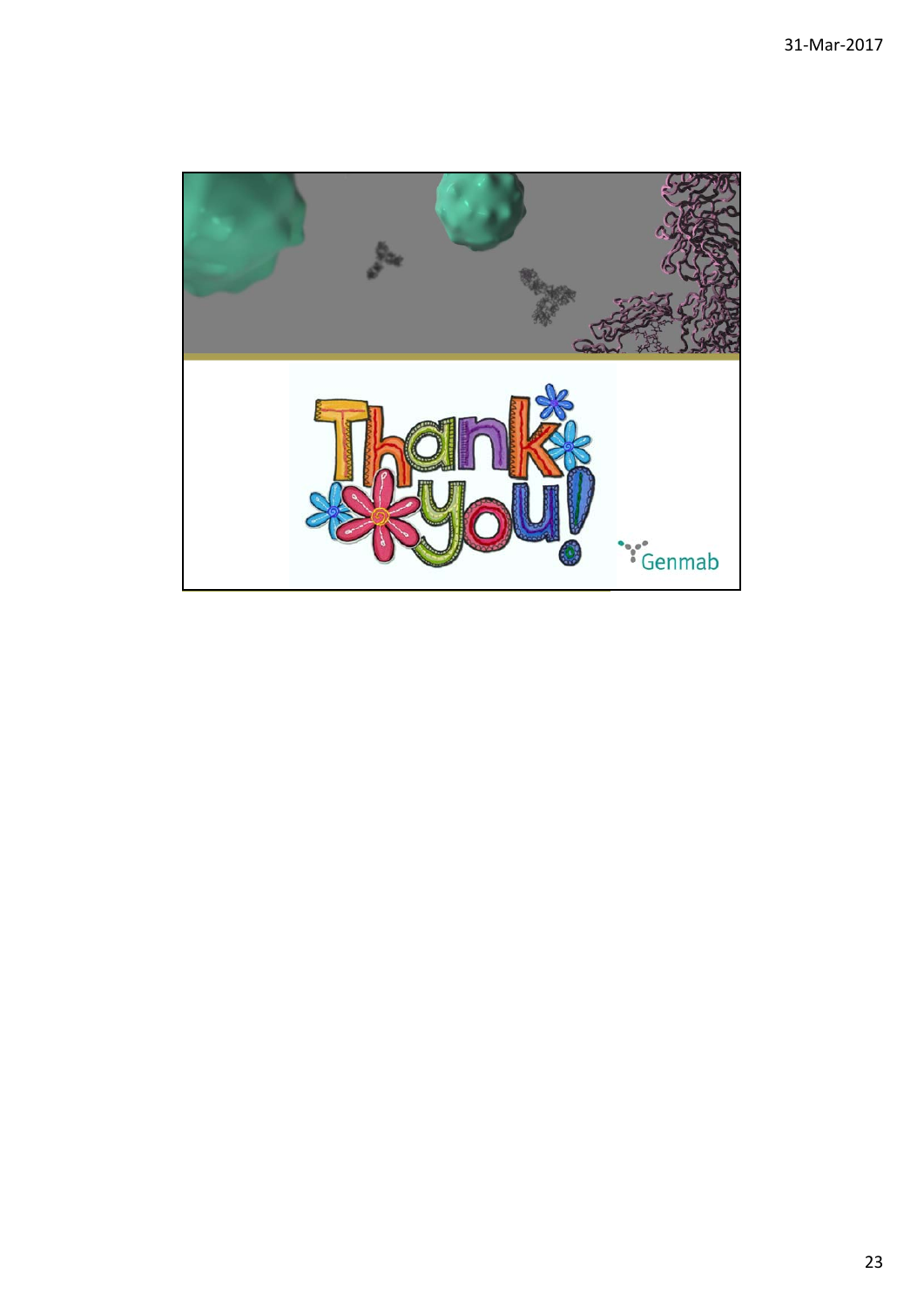Thank you!

Genmab